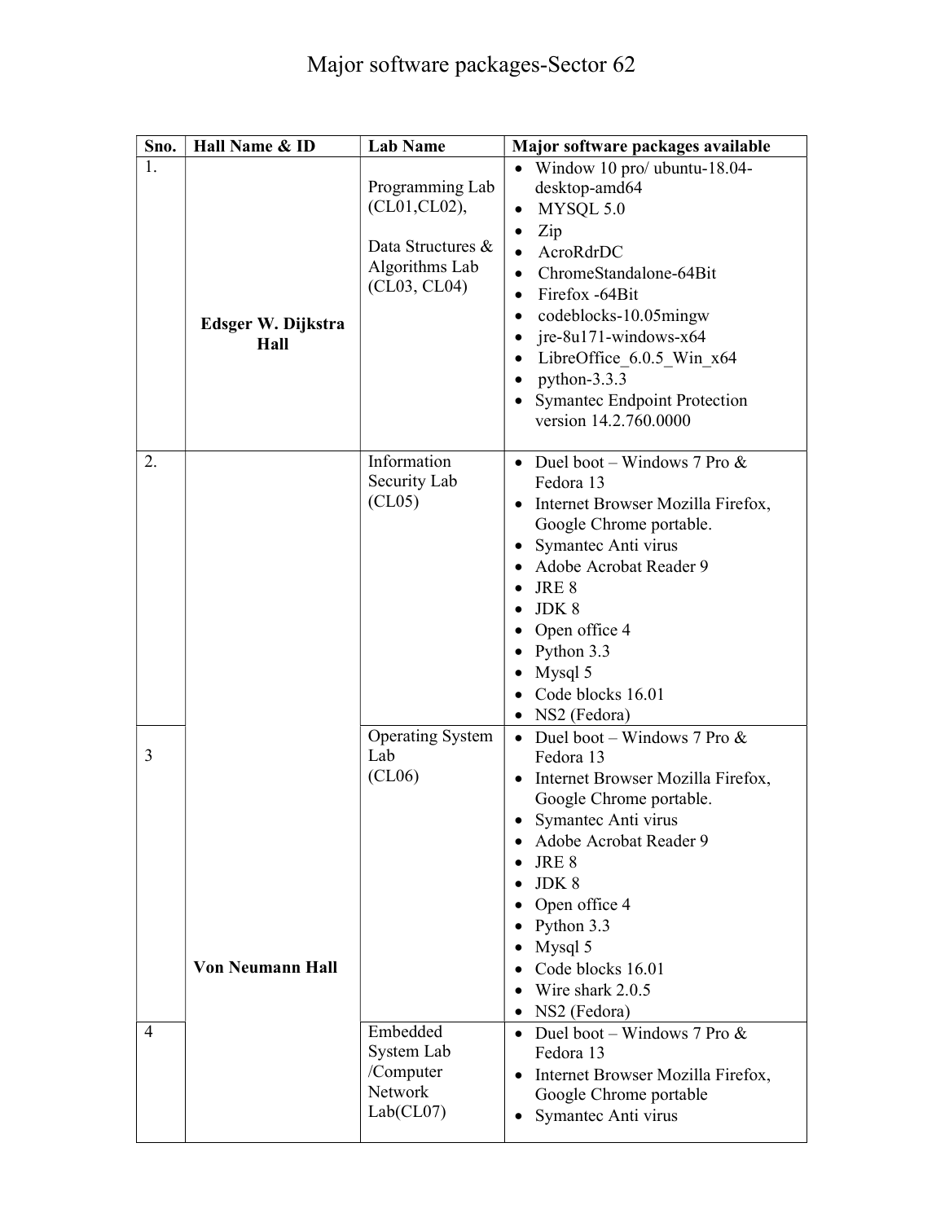# Major software packages-Sector 62

| Sno. | Hall Name & ID | Lab Name | Major software packages available |
|---|---|---|---|
| 1. | **Edsger W. Dijkstra Hall** | Programming Lab (CL01,CL02),<br><br>Data Structures & Algorithms Lab (CL03, CL04) | • Window 10 pro/ ubuntu-18.04-desktop-amd64<br>• MYSQL 5.0<br>• Zip<br>• AcroRdrDC<br>• ChromeStandalone-64Bit<br>• Firefox -64Bit<br>• codeblocks-10.05mingw<br>• jre-8u171-windows-x64<br>• LibreOffice_6.0.5_Win_x64<br>• python-3.3.3<br>• Symantec Endpoint Protection version 14.2.760.0000 |
| 2. | **Von Neumann Hall** | Information Security Lab (CL05) | • Duel boot – Windows 7 Pro & Fedora 13<br>• Internet Browser Mozilla Firefox, Google Chrome portable.<br>• Symantec Anti virus<br>• Adobe Acrobat Reader 9<br>• JRE 8<br>• JDK 8<br>• Open office 4<br>• Python 3.3<br>• Mysql 5<br>• Code blocks 16.01<br>• NS2 (Fedora) |
| 3 | | Operating System Lab (CL06) | • Duel boot – Windows 7 Pro & Fedora 13<br>• Internet Browser Mozilla Firefox, Google Chrome portable.<br>• Symantec Anti virus<br>• Adobe Acrobat Reader 9<br>• JRE 8<br>• JDK 8<br>• Open office 4<br>• Python 3.3<br>• Mysql 5<br>• Code blocks 16.01<br>• Wire shark 2.0.5<br>• NS2 (Fedora) |
| 4 | | Embedded System Lab /Computer Network Lab(CL07) | • Duel boot – Windows 7 Pro & Fedora 13<br>• Internet Browser Mozilla Firefox, Google Chrome portable<br>• Symantec Anti virus |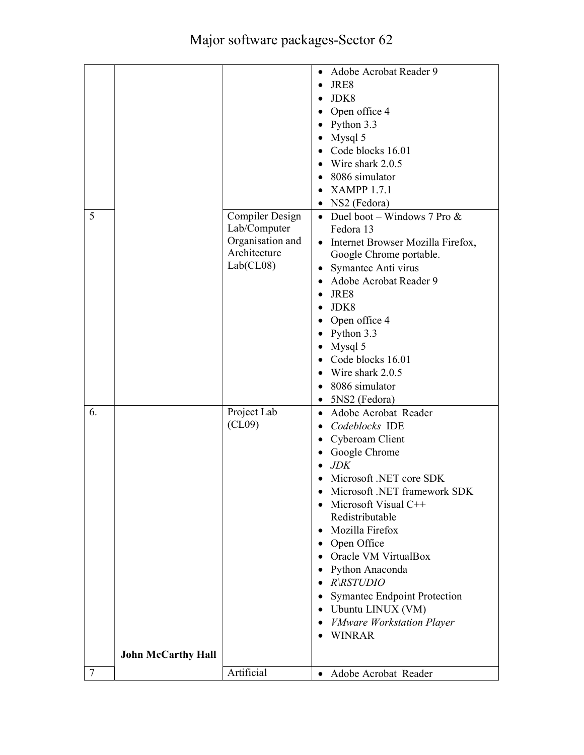# Major software packages-Sector 62

| | | | |
|---|---|---|---|
| | | | • Adobe Acrobat Reader 9<br>• JRE8<br>• JDK8<br>• Open office 4<br>• Python 3.3<br>• Mysql 5<br>• Code blocks 16.01<br>• Wire shark 2.0.5<br>• 8086 simulator<br>• XAMPP 1.7.1<br>• NS2 (Fedora) |
| 5 | | Compiler Design Lab/Computer Organisation and Architecture Lab(CL08) | • Duel boot – Windows 7 Pro & Fedora 13<br>• Internet Browser Mozilla Firefox, Google Chrome portable.<br>• Symantec Anti virus<br>• Adobe Acrobat Reader 9<br>• JRE8<br>• JDK8<br>• Open office 4<br>• Python 3.3<br>• Mysql 5<br>• Code blocks 16.01<br>• Wire shark 2.0.5<br>• 8086 simulator<br>• 5NS2 (Fedora) |
| 6. | **John McCarthy Hall** | Project Lab (CL09) | • Adobe Acrobat Reader<br>• *Codeblocks* IDE<br>• Cyberoam Client<br>• Google Chrome<br>• *JDK*<br>• Microsoft .NET core SDK<br>• Microsoft .NET framework SDK<br>• Microsoft Visual C++ Redistributable<br>• Mozilla Firefox<br>• Open Office<br>• Oracle VM VirtualBox<br>• Python Anaconda<br>• *R\RSTUDIO*<br>• Symantec Endpoint Protection<br>• Ubuntu LINUX (VM)<br>• *VMware Workstation Player*<br>• WINRAR |
| 7 | | Artificial | • Adobe Acrobat Reader |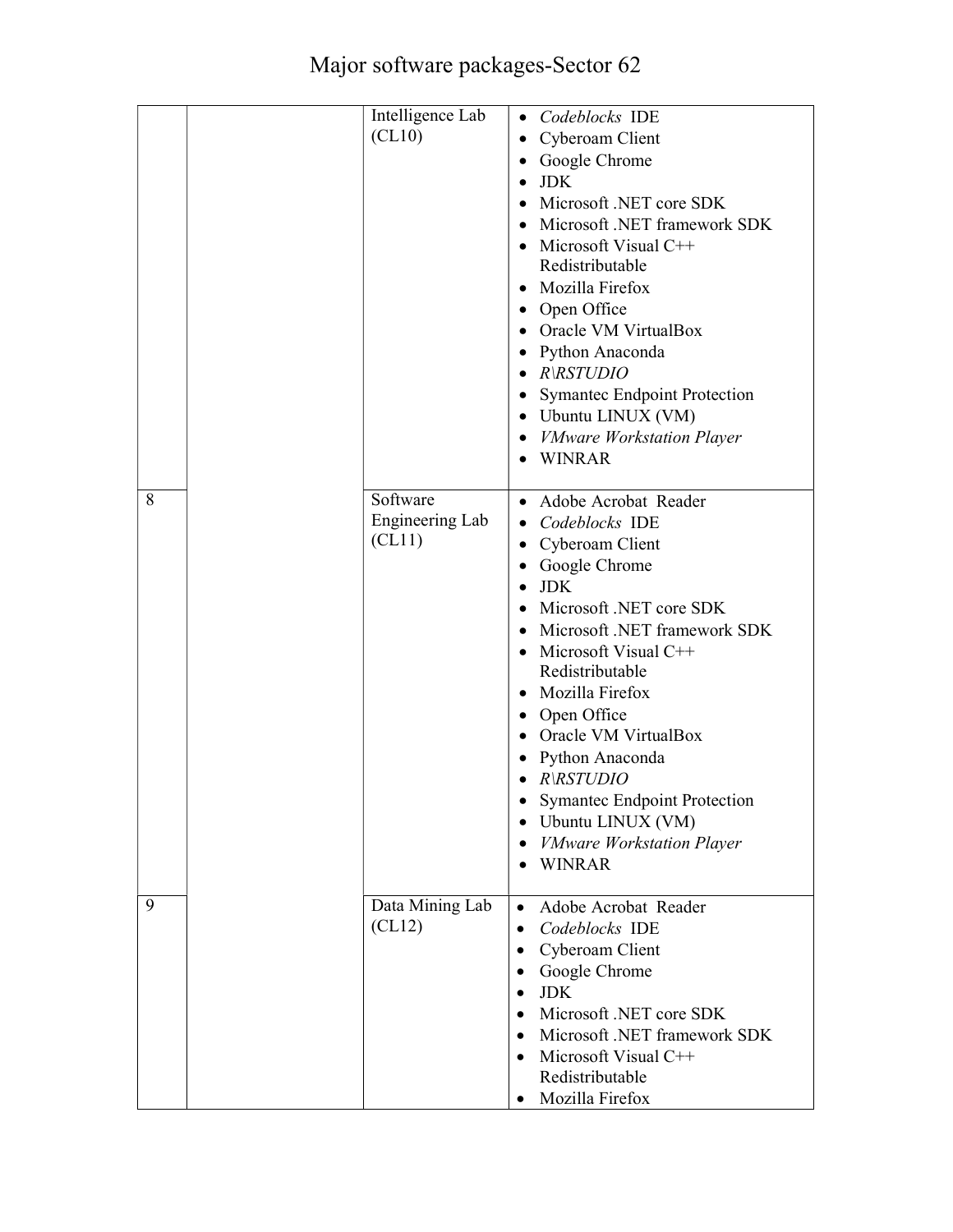# Major software packages-Sector 62

| | | | |
|---|---|---|---|
| | | Intelligence Lab (CL10) | • *Codeblocks* IDE<br>• Cyberoam Client<br>• Google Chrome<br>• JDK<br>• Microsoft .NET core SDK<br>• Microsoft .NET framework SDK<br>• Microsoft Visual C++ Redistributable<br>• Mozilla Firefox<br>• Open Office<br>• Oracle VM VirtualBox<br>• Python Anaconda<br>• *R\RSTUDIO*<br>• Symantec Endpoint Protection<br>• Ubuntu LINUX (VM)<br>• *VMware Workstation Player*<br>• WINRAR |
| 8 | | Software Engineering Lab (CL11) | • Adobe Acrobat Reader<br>• *Codeblocks* IDE<br>• Cyberoam Client<br>• Google Chrome<br>• JDK<br>• Microsoft .NET core SDK<br>• Microsoft .NET framework SDK<br>• Microsoft Visual C++ Redistributable<br>• Mozilla Firefox<br>• Open Office<br>• Oracle VM VirtualBox<br>• Python Anaconda<br>• *R\RSTUDIO*<br>• Symantec Endpoint Protection<br>• Ubuntu LINUX (VM)<br>• *VMware Workstation Player*<br>• WINRAR |
| 9 | | Data Mining Lab (CL12) | • Adobe Acrobat Reader<br>• *Codeblocks* IDE<br>• Cyberoam Client<br>• Google Chrome<br>• JDK<br>• Microsoft .NET core SDK<br>• Microsoft .NET framework SDK<br>• Microsoft Visual C++ Redistributable<br>• Mozilla Firefox |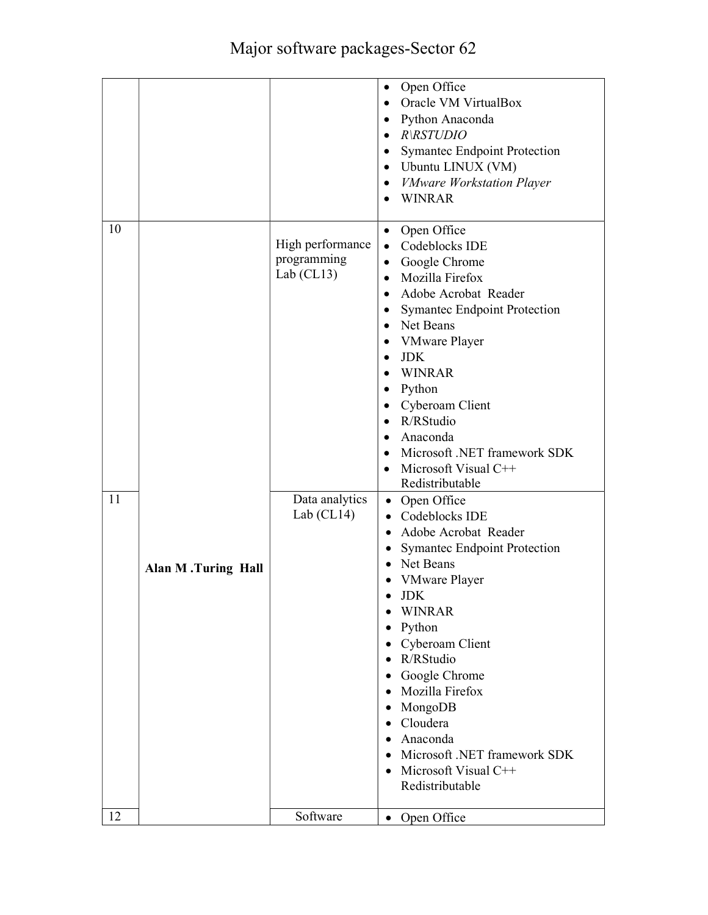# Major software packages-Sector 62

| | | | |
|---|---|---|---|
| | | | • Open Office<br>• Oracle VM VirtualBox<br>• Python Anaconda<br>• *R\RSTUDIO*<br>• Symantec Endpoint Protection<br>• Ubuntu LINUX (VM)<br>• *VMware Workstation Player*<br>• WINRAR |
| 10 | **Alan M .Turing Hall** | High performance programming Lab (CL13) | • Open Office<br>• Codeblocks IDE<br>• Google Chrome<br>• Mozilla Firefox<br>• Adobe Acrobat Reader<br>• Symantec Endpoint Protection<br>• Net Beans<br>• VMware Player<br>• JDK<br>• WINRAR<br>• Python<br>• Cyberoam Client<br>• R/RStudio<br>• Anaconda<br>• Microsoft .NET framework SDK<br>• Microsoft Visual C++ Redistributable |
| 11 | | Data analytics Lab (CL14) | • Open Office<br>• Codeblocks IDE<br>• Adobe Acrobat Reader<br>• Symantec Endpoint Protection<br>• Net Beans<br>• VMware Player<br>• JDK<br>• WINRAR<br>• Python<br>• Cyberoam Client<br>• R/RStudio<br>• Google Chrome<br>• Mozilla Firefox<br>• MongoDB<br>• Cloudera<br>• Anaconda<br>• Microsoft .NET framework SDK<br>• Microsoft Visual C++ Redistributable |
| 12 | | Software | • Open Office |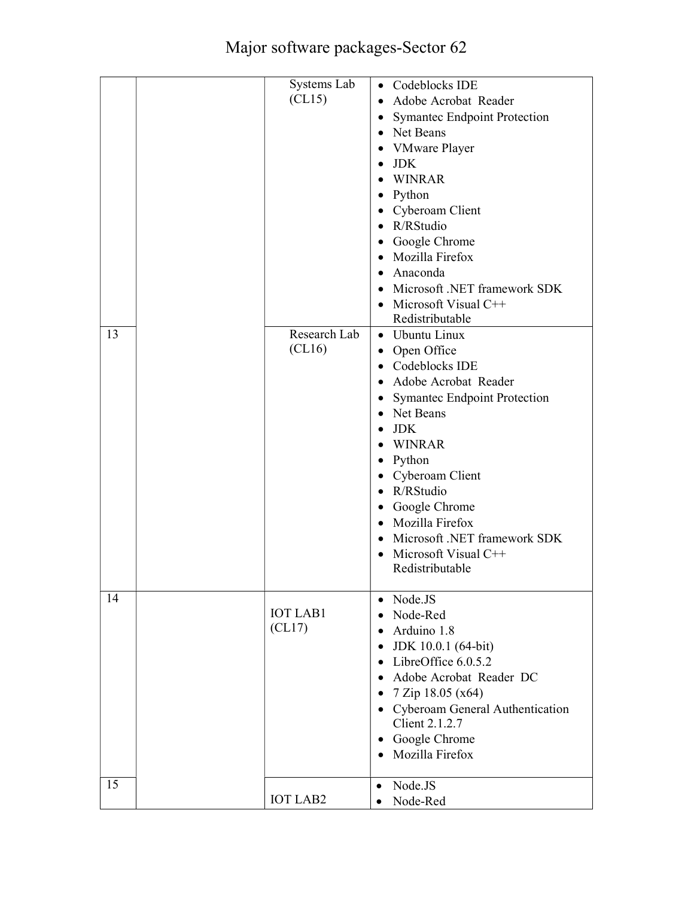# Major software packages-Sector 62

| | | | |
|---|---|---|---|
| | | Systems Lab (CL15) | • Codeblocks IDE<br>• Adobe Acrobat Reader<br>• Symantec Endpoint Protection<br>• Net Beans<br>• VMware Player<br>• JDK<br>• WINRAR<br>• Python<br>• Cyberoam Client<br>• R/RStudio<br>• Google Chrome<br>• Mozilla Firefox<br>• Anaconda<br>• Microsoft .NET framework SDK<br>• Microsoft Visual C++ Redistributable |
| 13 | | Research Lab (CL16) | • Ubuntu Linux<br>• Open Office<br>• Codeblocks IDE<br>• Adobe Acrobat Reader<br>• Symantec Endpoint Protection<br>• Net Beans<br>• JDK<br>• WINRAR<br>• Python<br>• Cyberoam Client<br>• R/RStudio<br>• Google Chrome<br>• Mozilla Firefox<br>• Microsoft .NET framework SDK<br>• Microsoft Visual C++ Redistributable |
| 14 | | IOT LAB1 (CL17) | • Node.JS<br>• Node-Red<br>• Arduino 1.8<br>• JDK 10.0.1 (64-bit)<br>• LibreOffice 6.0.5.2<br>• Adobe Acrobat Reader DC<br>• 7 Zip 18.05 (x64)<br>• Cyberoam General Authentication Client 2.1.2.7<br>• Google Chrome<br>• Mozilla Firefox |
| 15 | | IOT LAB2 | • Node.JS<br>• Node-Red |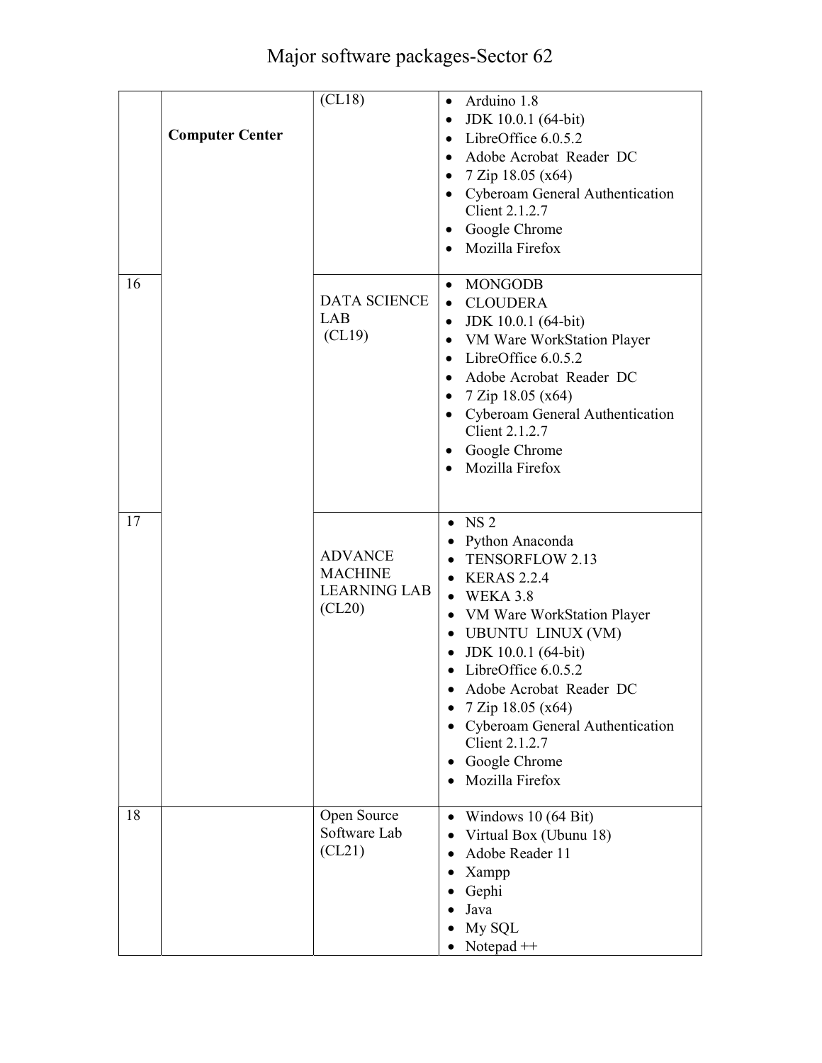# Major software packages-Sector 62

| | | | |
|---|---|---|---|
| | **Computer Center** | (CL18) | • Arduino 1.8<br>• JDK 10.0.1 (64-bit)<br>• LibreOffice 6.0.5.2<br>• Adobe Acrobat Reader DC<br>• 7 Zip 18.05 (x64)<br>• Cyberoam General Authentication Client 2.1.2.7<br>• Google Chrome<br>• Mozilla Firefox |
| 16 | | DATA SCIENCE LAB (CL19) | • MONGODB<br>• CLOUDERA<br>• JDK 10.0.1 (64-bit)<br>• VM Ware WorkStation Player<br>• LibreOffice 6.0.5.2<br>• Adobe Acrobat Reader DC<br>• 7 Zip 18.05 (x64)<br>• Cyberoam General Authentication Client 2.1.2.7<br>• Google Chrome<br>• Mozilla Firefox |
| 17 | | ADVANCE MACHINE LEARNING LAB (CL20) | • NS 2<br>• Python Anaconda<br>• TENSORFLOW 2.13<br>• KERAS 2.2.4<br>• WEKA 3.8<br>• VM Ware WorkStation Player<br>• UBUNTU LINUX (VM)<br>• JDK 10.0.1 (64-bit)<br>• LibreOffice 6.0.5.2<br>• Adobe Acrobat Reader DC<br>• 7 Zip 18.05 (x64)<br>• Cyberoam General Authentication Client 2.1.2.7<br>• Google Chrome<br>• Mozilla Firefox |
| 18 | | Open Source Software Lab (CL21) | • Windows 10 (64 Bit)<br>• Virtual Box (Ubunu 18)<br>• Adobe Reader 11<br>• Xampp<br>• Gephi<br>• Java<br>• My SQL<br>• Notepad ++ |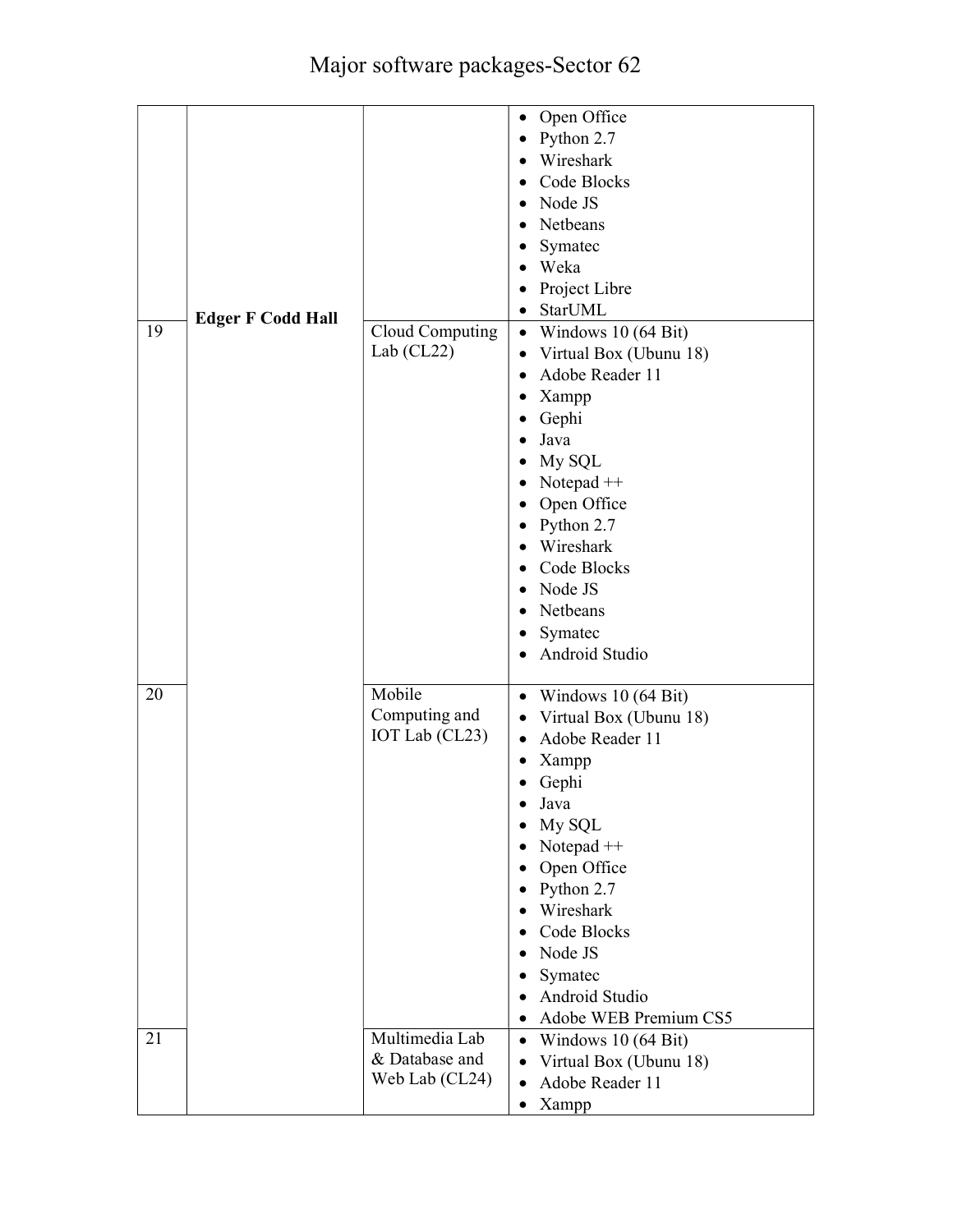# Major software packages-Sector 62

|  |  |  |  |
|---|---|---|---|
|  |  |  | • Open Office<br>• Python 2.7<br>• Wireshark<br>• Code Blocks<br>• Node JS<br>• Netbeans<br>• Symatec<br>• Weka<br>• Project Libre<br>• StarUML |
| 19 | **Edger F Codd Hall** | Cloud Computing Lab (CL22) | • Windows 10 (64 Bit)<br>• Virtual Box (Ubunu 18)<br>• Adobe Reader 11<br>• Xampp<br>• Gephi<br>• Java<br>• My SQL<br>• Notepad ++<br>• Open Office<br>• Python 2.7<br>• Wireshark<br>• Code Blocks<br>• Node JS<br>• Netbeans<br>• Symatec<br>• Android Studio |
| 20 |  | Mobile Computing and IOT Lab (CL23) | • Windows 10 (64 Bit)<br>• Virtual Box (Ubunu 18)<br>• Adobe Reader 11<br>• Xampp<br>• Gephi<br>• Java<br>• My SQL<br>• Notepad ++<br>• Open Office<br>• Python 2.7<br>• Wireshark<br>• Code Blocks<br>• Node JS<br>• Symatec<br>• Android Studio<br>• Adobe WEB Premium CS5 |
| 21 |  | Multimedia Lab & Database and Web Lab (CL24) | • Windows 10 (64 Bit)<br>• Virtual Box (Ubunu 18)<br>• Adobe Reader 11<br>• Xampp |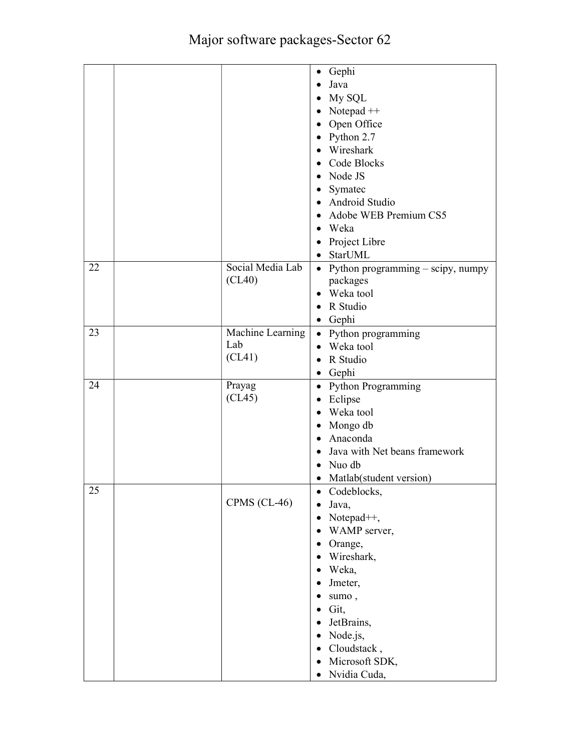# Major software packages-Sector 62

| | | | |
|---|---|---|---|
| | | | • Gephi<br>• Java<br>• My SQL<br>• Notepad ++<br>• Open Office<br>• Python 2.7<br>• Wireshark<br>• Code Blocks<br>• Node JS<br>• Symatec<br>• Android Studio<br>• Adobe WEB Premium CS5<br>• Weka<br>• Project Libre<br>• StarUML |
| 22 | | Social Media Lab (CL40) | • Python programming – scipy, numpy packages<br>• Weka tool<br>• R Studio<br>• Gephi |
| 23 | | Machine Learning Lab (CL41) | • Python programming<br>• Weka tool<br>• R Studio<br>• Gephi |
| 24 | | Prayag (CL45) | • Python Programming<br>• Eclipse<br>• Weka tool<br>• Mongo db<br>• Anaconda<br>• Java with Net beans framework<br>• Nuo db<br>• Matlab(student version) |
| 25 | | CPMS (CL-46) | • Codeblocks,<br>• Java,<br>• Notepad++,<br>• WAMP server,<br>• Orange,<br>• Wireshark,<br>• Weka,<br>• Jmeter,<br>• sumo ,<br>• Git,<br>• JetBrains,<br>• Node.js,<br>• Cloudstack ,<br>• Microsoft SDK,<br>• Nvidia Cuda, |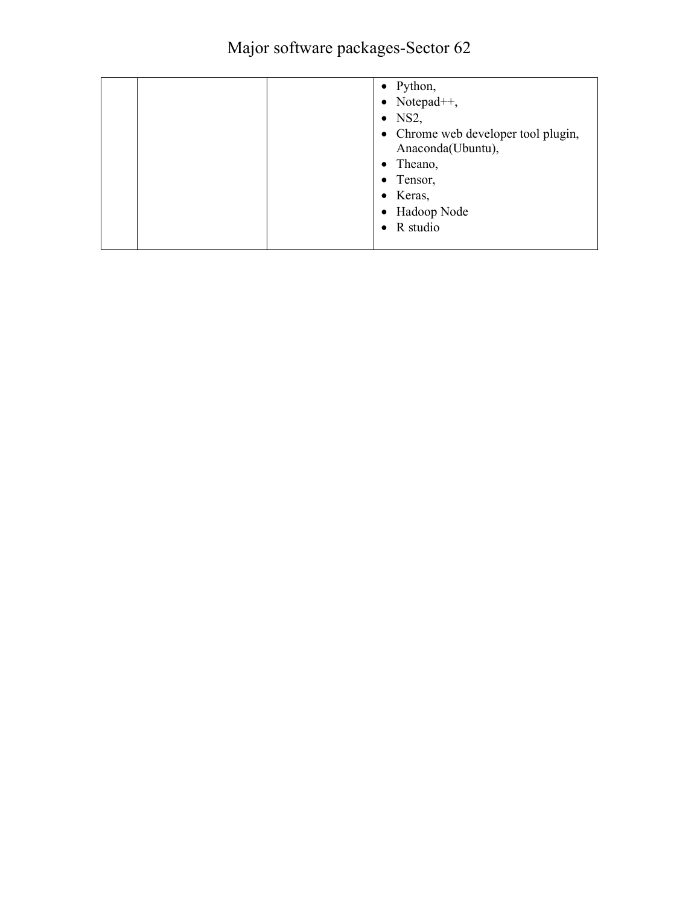| | | | |
|---|---|---|---|
| | | | • Python,<br>• Notepad++,<br>• NS2,<br>• Chrome web developer tool plugin, Anaconda(Ubuntu),<br>• Theano,<br>• Tensor,<br>• Keras,<br>• Hadoop Node<br>• R studio |